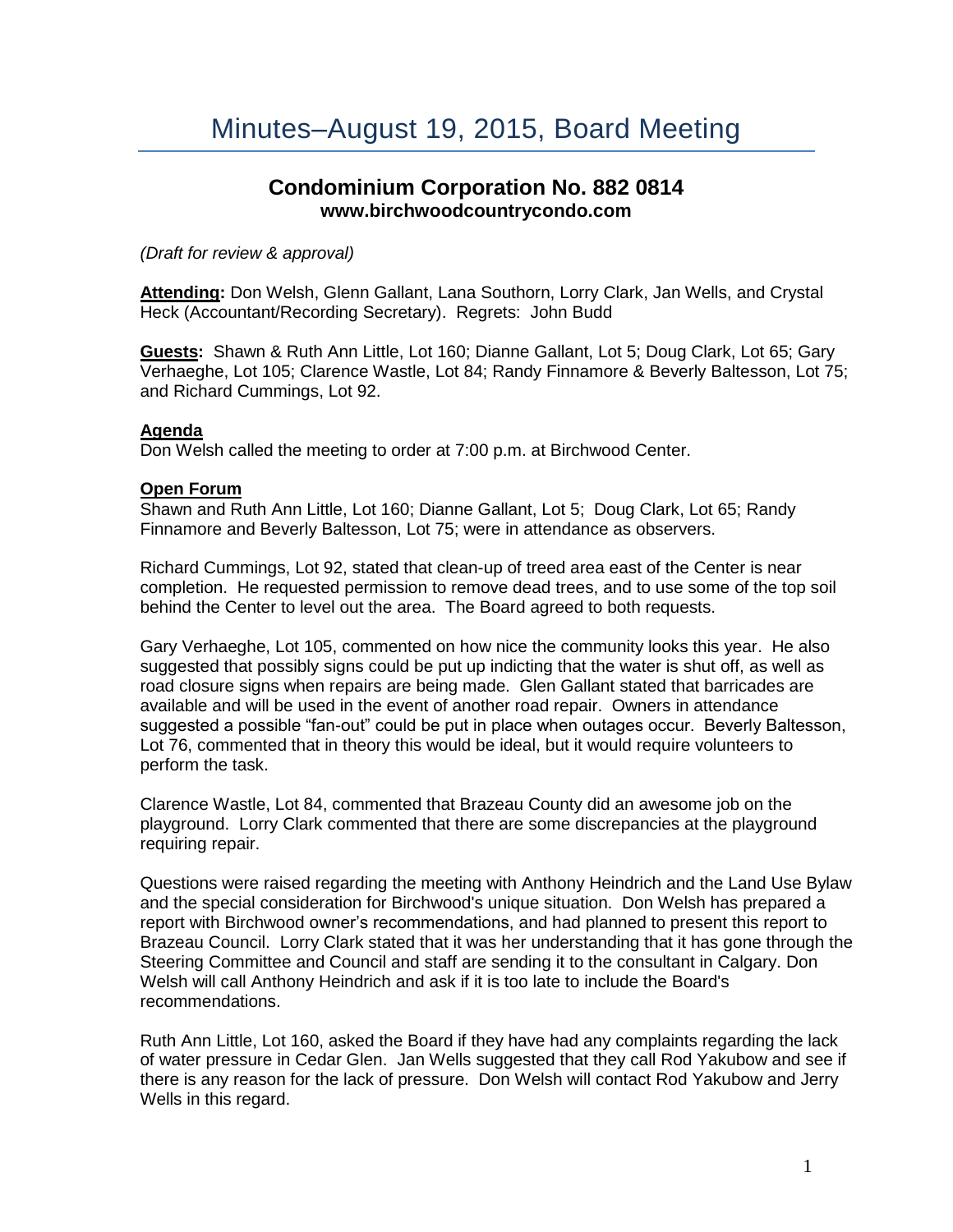# Minutes–August 19, 2015, Board Meeting

## Condominium Corporation No. 882 0814
**www.birchwoodcountrycondo.com**

*(Draft for review & approval)*

**Attending:** Don Welsh, Glenn Gallant, Lana Southorn, Lorry Clark, Jan Wells, and Crystal Heck (Accountant/Recording Secretary). Regrets: John Budd

**Guests:** Shawn & Ruth Ann Little, Lot 160; Dianne Gallant, Lot 5; Doug Clark, Lot 65; Gary Verhaeghe, Lot 105; Clarence Wastle, Lot 84; Randy Finnamore & Beverly Baltesson, Lot 75; and Richard Cummings, Lot 92.

### Agenda

Don Welsh called the meeting to order at 7:00 p.m. at Birchwood Center.

### Open Forum

Shawn and Ruth Ann Little, Lot 160; Dianne Gallant, Lot 5; Doug Clark, Lot 65; Randy Finnamore and Beverly Baltesson, Lot 75; were in attendance as observers.

Richard Cummings, Lot 92, stated that clean-up of treed area east of the Center is near completion. He requested permission to remove dead trees, and to use some of the top soil behind the Center to level out the area. The Board agreed to both requests.

Gary Verhaeghe, Lot 105, commented on how nice the community looks this year. He also suggested that possibly signs could be put up indicting that the water is shut off, as well as road closure signs when repairs are being made. Glen Gallant stated that barricades are available and will be used in the event of another road repair. Owners in attendance suggested a possible "fan-out" could be put in place when outages occur. Beverly Baltesson, Lot 76, commented that in theory this would be ideal, but it would require volunteers to perform the task.

Clarence Wastle, Lot 84, commented that Brazeau County did an awesome job on the playground. Lorry Clark commented that there are some discrepancies at the playground requiring repair.

Questions were raised regarding the meeting with Anthony Heindrich and the Land Use Bylaw and the special consideration for Birchwood's unique situation. Don Welsh has prepared a report with Birchwood owner's recommendations, and had planned to present this report to Brazeau Council. Lorry Clark stated that it was her understanding that it has gone through the Steering Committee and Council and staff are sending it to the consultant in Calgary. Don Welsh will call Anthony Heindrich and ask if it is too late to include the Board's recommendations.

Ruth Ann Little, Lot 160, asked the Board if they have had any complaints regarding the lack of water pressure in Cedar Glen. Jan Wells suggested that they call Rod Yakubow and see if there is any reason for the lack of pressure. Don Welsh will contact Rod Yakubow and Jerry Wells in this regard.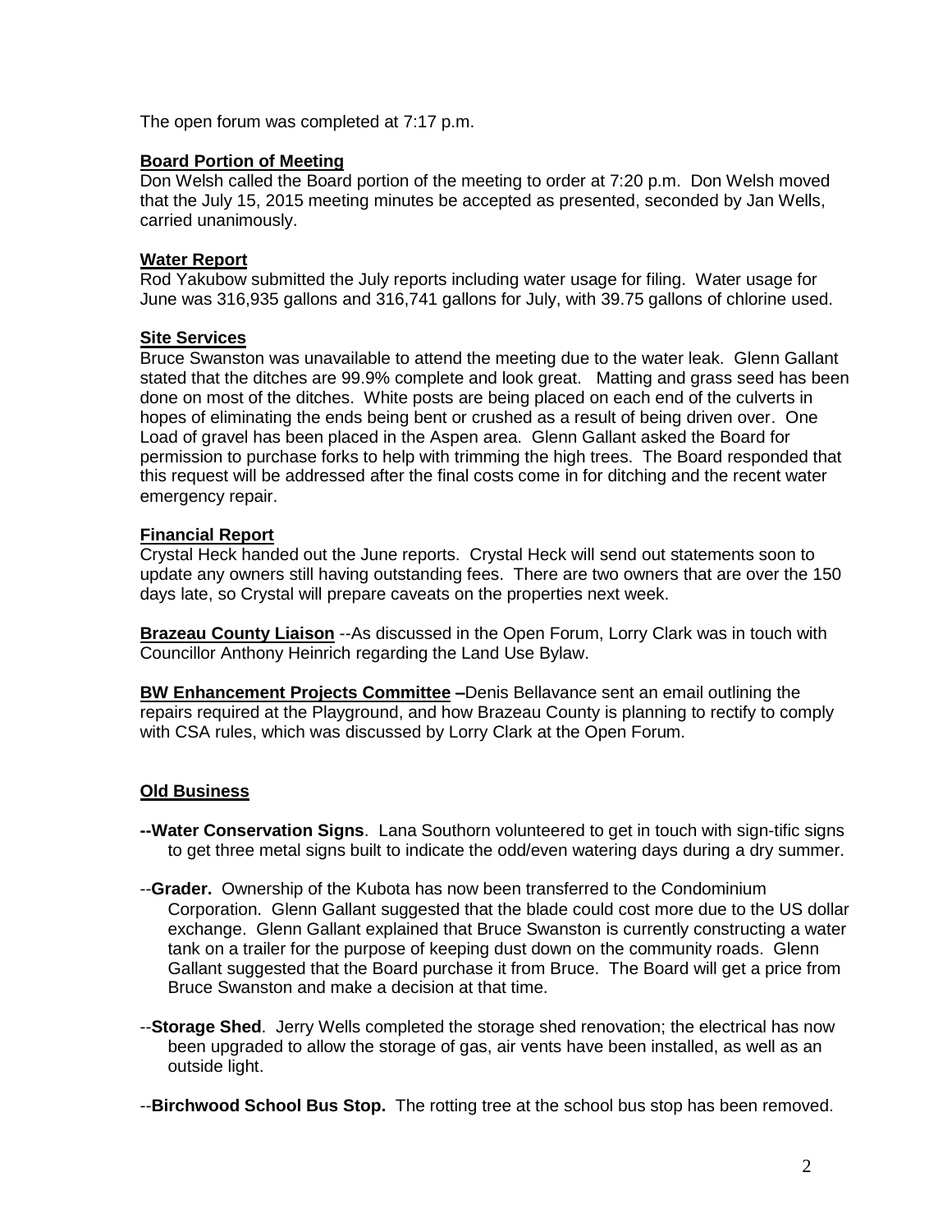The open forum was completed at 7:17 p.m.

**Board Portion of Meeting**

Don Welsh called the Board portion of the meeting to order at 7:20 p.m. Don Welsh moved that the July 15, 2015 meeting minutes be accepted as presented, seconded by Jan Wells, carried unanimously.

**Water Report**

Rod Yakubow submitted the July reports including water usage for filing. Water usage for June was 316,935 gallons and 316,741 gallons for July, with 39.75 gallons of chlorine used.

**Site Services**

Bruce Swanston was unavailable to attend the meeting due to the water leak. Glenn Gallant stated that the ditches are 99.9% complete and look great. Matting and grass seed has been done on most of the ditches. White posts are being placed on each end of the culverts in hopes of eliminating the ends being bent or crushed as a result of being driven over. One Load of gravel has been placed in the Aspen area. Glenn Gallant asked the Board for permission to purchase forks to help with trimming the high trees. The Board responded that this request will be addressed after the final costs come in for ditching and the recent water emergency repair.

**Financial Report**

Crystal Heck handed out the June reports. Crystal Heck will send out statements soon to update any owners still having outstanding fees. There are two owners that are over the 150 days late, so Crystal will prepare caveats on the properties next week.

**Brazeau County Liaison** --As discussed in the Open Forum, Lorry Clark was in touch with Councillor Anthony Heinrich regarding the Land Use Bylaw.

**BW Enhancement Projects Committee –**Denis Bellavance sent an email outlining the repairs required at the Playground, and how Brazeau County is planning to rectify to comply with CSA rules, which was discussed by Lorry Clark at the Open Forum.

**Old Business**

**--Water Conservation Signs**. Lana Southorn volunteered to get in touch with sign-tific signs to get three metal signs built to indicate the odd/even watering days during a dry summer.

--**Grader.** Ownership of the Kubota has now been transferred to the Condominium Corporation. Glenn Gallant suggested that the blade could cost more due to the US dollar exchange. Glenn Gallant explained that Bruce Swanston is currently constructing a water tank on a trailer for the purpose of keeping dust down on the community roads. Glenn Gallant suggested that the Board purchase it from Bruce. The Board will get a price from Bruce Swanston and make a decision at that time.

--**Storage Shed**. Jerry Wells completed the storage shed renovation; the electrical has now been upgraded to allow the storage of gas, air vents have been installed, as well as an outside light.

--**Birchwood School Bus Stop.** The rotting tree at the school bus stop has been removed.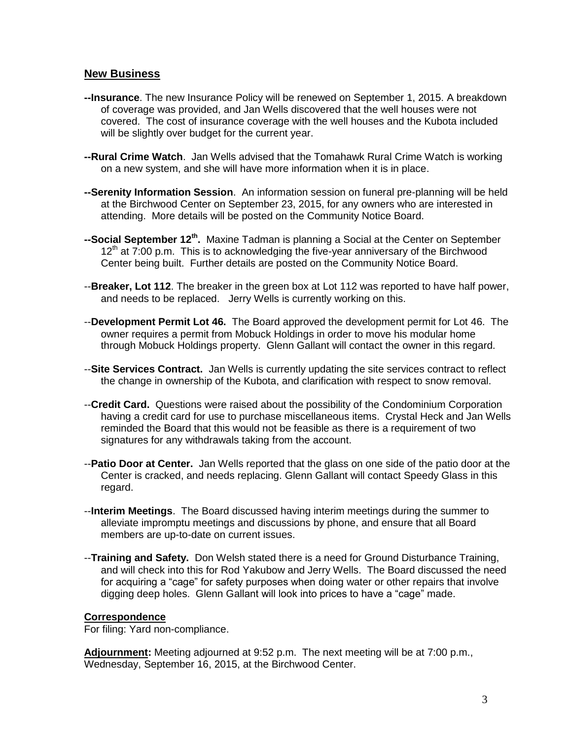## New Business

- **--Insurance**. The new Insurance Policy will be renewed on September 1, 2015. A breakdown of coverage was provided, and Jan Wells discovered that the well houses were not covered. The cost of insurance coverage with the well houses and the Kubota included will be slightly over budget for the current year.

- **--Rural Crime Watch**. Jan Wells advised that the Tomahawk Rural Crime Watch is working on a new system, and she will have more information when it is in place.

- **--Serenity Information Session**. An information session on funeral pre-planning will be held at the Birchwood Center on September 23, 2015, for any owners who are interested in attending. More details will be posted on the Community Notice Board.

- **--Social September 12th.** Maxine Tadman is planning a Social at the Center on September 12th at 7:00 p.m. This is to acknowledging the five-year anniversary of the Birchwood Center being built. Further details are posted on the Community Notice Board.

- --**Breaker, Lot 112**. The breaker in the green box at Lot 112 was reported to have half power, and needs to be replaced. Jerry Wells is currently working on this.

- --**Development Permit Lot 46.** The Board approved the development permit for Lot 46. The owner requires a permit from Mobuck Holdings in order to move his modular home through Mobuck Holdings property. Glenn Gallant will contact the owner in this regard.

- --**Site Services Contract.** Jan Wells is currently updating the site services contract to reflect the change in ownership of the Kubota, and clarification with respect to snow removal.

- --**Credit Card.** Questions were raised about the possibility of the Condominium Corporation having a credit card for use to purchase miscellaneous items. Crystal Heck and Jan Wells reminded the Board that this would not be feasible as there is a requirement of two signatures for any withdrawals taking from the account.

- --**Patio Door at Center.** Jan Wells reported that the glass on one side of the patio door at the Center is cracked, and needs replacing. Glenn Gallant will contact Speedy Glass in this regard.

- --**Interim Meetings**. The Board discussed having interim meetings during the summer to alleviate impromptu meetings and discussions by phone, and ensure that all Board members are up-to-date on current issues.

- --**Training and Safety.** Don Welsh stated there is a need for Ground Disturbance Training, and will check into this for Rod Yakubow and Jerry Wells. The Board discussed the need for acquiring a "cage" for safety purposes when doing water or other repairs that involve digging deep holes. Glenn Gallant will look into prices to have a "cage" made.

**Correspondence**

For filing: Yard non-compliance.

**Adjournment:** Meeting adjourned at 9:52 p.m. The next meeting will be at 7:00 p.m., Wednesday, September 16, 2015, at the Birchwood Center.